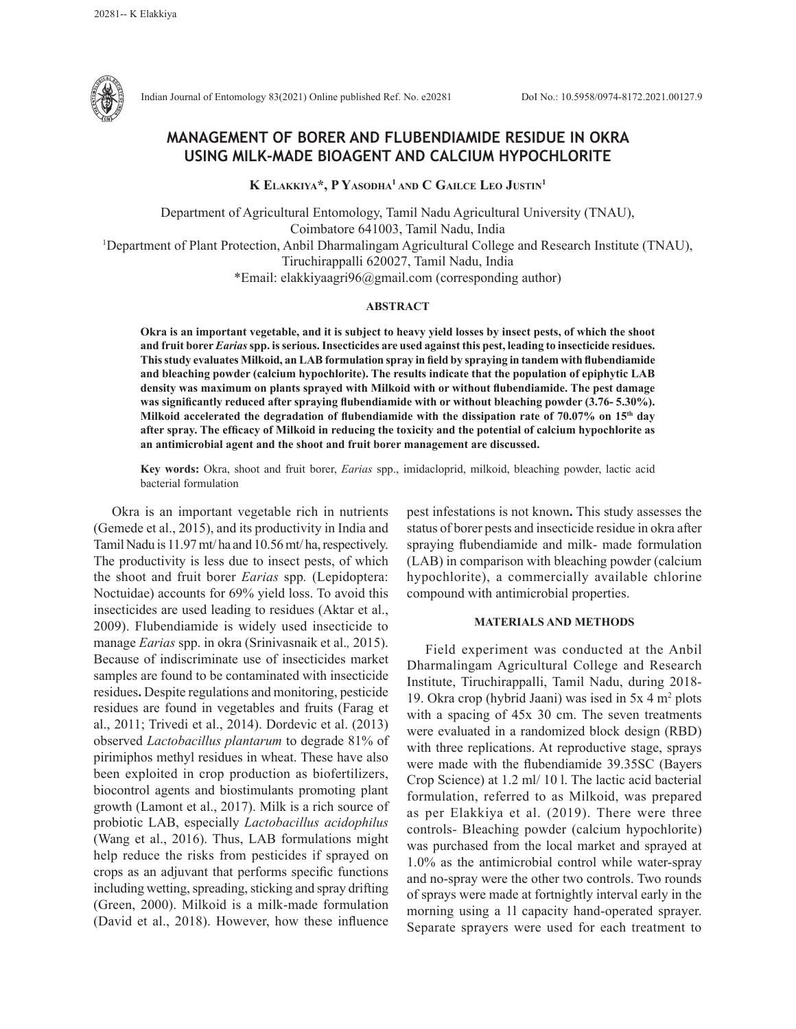# MANAGEMENT OF BORER AND FLUBENDIAMIDE RESIDUE IN OKRA USING MILK-MADE BIOAGENT AND CALCIUM HYPOCHLORITE

**K Elakkiya*, P Yasodha[1] and C Gailce Leo Justin[1]**

Department of Agricultural Entomology, Tamil Nadu Agricultural University (TNAU), Coimbatore 641003, Tamil Nadu, India

[1]Department of Plant Protection, Anbil Dharmalingam Agricultural College and Research Institute (TNAU), Tiruchirappalli 620027, Tamil Nadu, India

*Email: elakkiyaagri96@gmail.com (corresponding author)

### ABSTRACT

**Okra is an important vegetable, and it is subject to heavy yield losses by insect pests, of which the shoot and fruit borer *Earias* spp. is serious. Insecticides are used against this pest, leading to insecticide residues. This study evaluates Milkoid, an LAB formulation spray in field by spraying in tandem with flubendiamide and bleaching powder (calcium hypochlorite). The results indicate that the population of epiphytic LAB density was maximum on plants sprayed with Milkoid with or without flubendiamide. The pest damage was significantly reduced after spraying flubendiamide with or without bleaching powder (3.76- 5.30%). Milkoid accelerated the degradation of flubendiamide with the dissipation rate of 70.07% on 15th day after spray. The efficacy of Milkoid in reducing the toxicity and the potential of calcium hypochlorite as an antimicrobial agent and the shoot and fruit borer management are discussed.**

**Key words:** Okra, shoot and fruit borer, *Earias* spp., imidacloprid, milkoid, bleaching powder, lactic acid bacterial formulation

Okra is an important vegetable rich in nutrients (Gemede et al., 2015), and its productivity in India and Tamil Nadu is 11.97 mt/ ha and 10.56 mt/ ha, respectively. The productivity is less due to insect pests, of which the shoot and fruit borer *Earias* spp. (Lepidoptera: Noctuidae) accounts for 69% yield loss. To avoid this insecticides are used leading to residues (Aktar et al., 2009). Flubendiamide is widely used insecticide to manage *Earias* spp. in okra (Srinivasnaik et al., 2015). Because of indiscriminate use of insecticides market samples are found to be contaminated with insecticide residues**.** Despite regulations and monitoring, pesticide residues are found in vegetables and fruits (Farag et al., 2011; Trivedi et al., 2014). Dordevic et al. (2013) observed *Lactobacillus plantarum* to degrade 81% of pirimiphos methyl residues in wheat. These have also been exploited in crop production as biofertilizers, biocontrol agents and biostimulants promoting plant growth (Lamont et al., 2017). Milk is a rich source of probiotic LAB, especially *Lactobacillus acidophilus* (Wang et al., 2016). Thus, LAB formulations might help reduce the risks from pesticides if sprayed on crops as an adjuvant that performs specific functions including wetting, spreading, sticking and spray drifting (Green, 2000). Milkoid is a milk-made formulation (David et al., 2018). However, how these influence pest infestations is not known**.** This study assesses the status of borer pests and insecticide residue in okra after spraying flubendiamide and milk- made formulation (LAB) in comparison with bleaching powder (calcium hypochlorite), a commercially available chlorine compound with antimicrobial properties.

### MATERIALS AND METHODS

Field experiment was conducted at the Anbil Dharmalingam Agricultural College and Research Institute, Tiruchirappalli, Tamil Nadu, during 2018-19. Okra crop (hybrid Jaani) was ised in 5x 4 m$^2$ plots with a spacing of 45x 30 cm. The seven treatments were evaluated in a randomized block design (RBD) with three replications. At reproductive stage, sprays were made with the flubendiamide 39.35SC (Bayers Crop Science) at 1.2 ml/ 10 l. The lactic acid bacterial formulation, referred to as Milkoid, was prepared as per Elakkiya et al. (2019). There were three controls- Bleaching powder (calcium hypochlorite) was purchased from the local market and sprayed at 1.0% as the antimicrobial control while water-spray and no-spray were the other two controls. Two rounds of sprays were made at fortnightly interval early in the morning using a 1l capacity hand-operated sprayer. Separate sprayers were used for each treatment to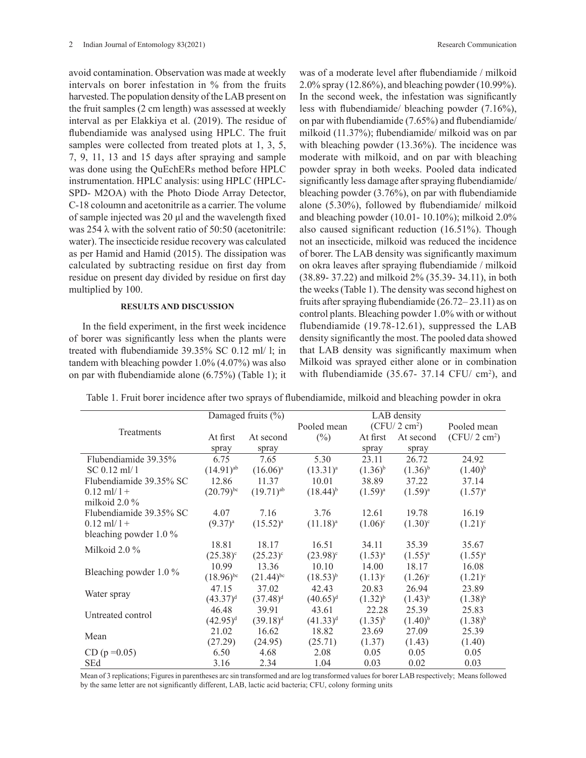avoid contamination. Observation was made at weekly intervals on borer infestation in % from the fruits harvested. The population density of the LAB present on the fruit samples (2 cm length) was assessed at weekly interval as per Elakkiya et al. (2019). The residue of flubendiamide was analysed using HPLC. The fruit samples were collected from treated plots at 1, 3, 5, 7, 9, 11, 13 and 15 days after spraying and sample was done using the QuEchERs method before HPLC instrumentation. HPLC analysis: using HPLC (HPLC-SPD- M2OA) with the Photo Diode Array Detector, C-18 coloumn and acetonitrile as a carrier. The volume of sample injected was 20 µl and the wavelength fixed was 254 λ with the solvent ratio of 50:50 (acetonitrile: water). The insecticide residue recovery was calculated as per Hamid and Hamid (2015). The dissipation was calculated by subtracting residue on first day from residue on present day divided by residue on first day multiplied by 100.

## RESULTS AND DISCUSSION

In the field experiment, in the first week incidence of borer was significantly less when the plants were treated with flubendiamide 39.35% SC 0.12 ml/ l; in tandem with bleaching powder 1.0% (4.07%) was also on par with flubendiamide alone (6.75%) (Table 1); it was of a moderate level after flubendiamide / milkoid 2.0% spray (12.86%), and bleaching powder (10.99%). In the second week, the infestation was significantly less with flubendiamide/ bleaching powder (7.16%), on par with flubendiamide (7.65%) and flubendiamide/ milkoid (11.37%); flubendiamide/ milkoid was on par with bleaching powder (13.36%). The incidence was moderate with milkoid, and on par with bleaching powder spray in both weeks. Pooled data indicated significantly less damage after spraying flubendiamide/ bleaching powder (3.76%), on par with flubendiamide alone (5.30%), followed by flubendiamide/ milkoid and bleaching powder (10.01- 10.10%); milkoid 2.0% also caused significant reduction (16.51%). Though not an insecticide, milkoid was reduced the incidence of borer. The LAB density was significantly maximum on okra leaves after spraying flubendiamide / milkoid (38.89- 37.22) and milkoid 2% (35.39- 34.11), in both the weeks (Table 1). The density was second highest on fruits after spraying flubendiamide (26.72– 23.11) as on control plants. Bleaching powder 1.0% with or without flubendiamide (19.78-12.61), suppressed the LAB density significantly the most. The pooled data showed that LAB density was significantly maximum when Milkoid was sprayed either alone or in combination with flubendiamide (35.67- 37.14 CFU/ $cm^2$), and

Table 1. Fruit borer incidence after two sprays of flubendiamide, milkoid and bleaching powder in okra

| Treatments | Damaged fruits (%) | | Pooled mean (%) | LAB density (CFU/ 2 $cm^2$) | | Pooled mean (CFU/ 2 $cm^2$) |
|---|---|---|---|---|---|---|
| | At first spray | At second spray | | At first spray | At second spray | |
| Flubendiamide 39.35% SC 0.12 ml/ l | 6.75 $(14.91)^{ab}$ | 7.65 $(16.06)^{a}$ | 5.30 $(13.31)^{a}$ | 23.11 $(1.36)^{b}$ | 26.72 $(1.36)^{b}$ | 24.92 $(1.40)^{b}$ |
| Flubendiamide 39.35% SC 0.12 ml/ l + milkoid 2.0 % | 12.86 $(20.79)^{bc}$ | 11.37 $(19.71)^{ab}$ | 10.01 $(18.44)^{b}$ | 38.89 $(1.59)^{a}$ | 37.22 $(1.59)^{a}$ | 37.14 $(1.57)^{a}$ |
| Flubendiamide 39.35% SC 0.12 ml/ l + bleaching powder 1.0 % | 4.07 $(9.37)^{a}$ | 7.16 $(15.52)^{a}$ | 3.76 $(11.18)^{a}$ | 12.61 $(1.06)^{c}$ | 19.78 $(1.30)^{c}$ | 16.19 $(1.21)^{c}$ |
| Milkoid 2.0 % | 18.81 $(25.38)^{c}$ | 18.17 $(25.23)^{c}$ | 16.51 $(23.98)^{c}$ | 34.11 $(1.53)^{a}$ | 35.39 $(1.55)^{a}$ | 35.67 $(1.55)^{a}$ |
| Bleaching powder 1.0 % | 10.99 $(18.96)^{bc}$ | 13.36 $(21.44)^{bc}$ | 10.10 $(18.53)^{b}$ | 14.00 $(1.13)^{c}$ | 18.17 $(1.26)^{c}$ | 16.08 $(1.21)^{c}$ |
| Water spray | 47.15 $(43.37)^{d}$ | 37.02 $(37.48)^{d}$ | 42.43 $(40.65)^{d}$ | 20.83 $(1.32)^{b}$ | 26.94 $(1.43)^{b}$ | 23.89 $(1.38)^{b}$ |
| Untreated control | 46.48 $(42.95)^{d}$ | 39.91 $(39.18)^{d}$ | 43.61 $(41.33)^{d}$ | 22.28 $(1.35)^{b}$ | 25.39 $(1.40)^{b}$ | 25.83 $(1.38)^{b}$ |
| Mean | 21.02 (27.29) | 16.62 (24.95) | 18.82 (25.71) | 23.69 (1.37) | 27.09 (1.43) | 25.39 (1.40) |
| CD (p =0.05) | 6.50 | 4.68 | 2.08 | 0.05 | 0.05 | 0.05 |
| SEd | 3.16 | 2.34 | 1.04 | 0.03 | 0.02 | 0.03 |

Mean of 3 replications; Figures in parentheses arc sin transformed and are log transformed values for borer LAB respectively; Means followed by the same letter are not significantly different, LAB, lactic acid bacteria; CFU, colony forming units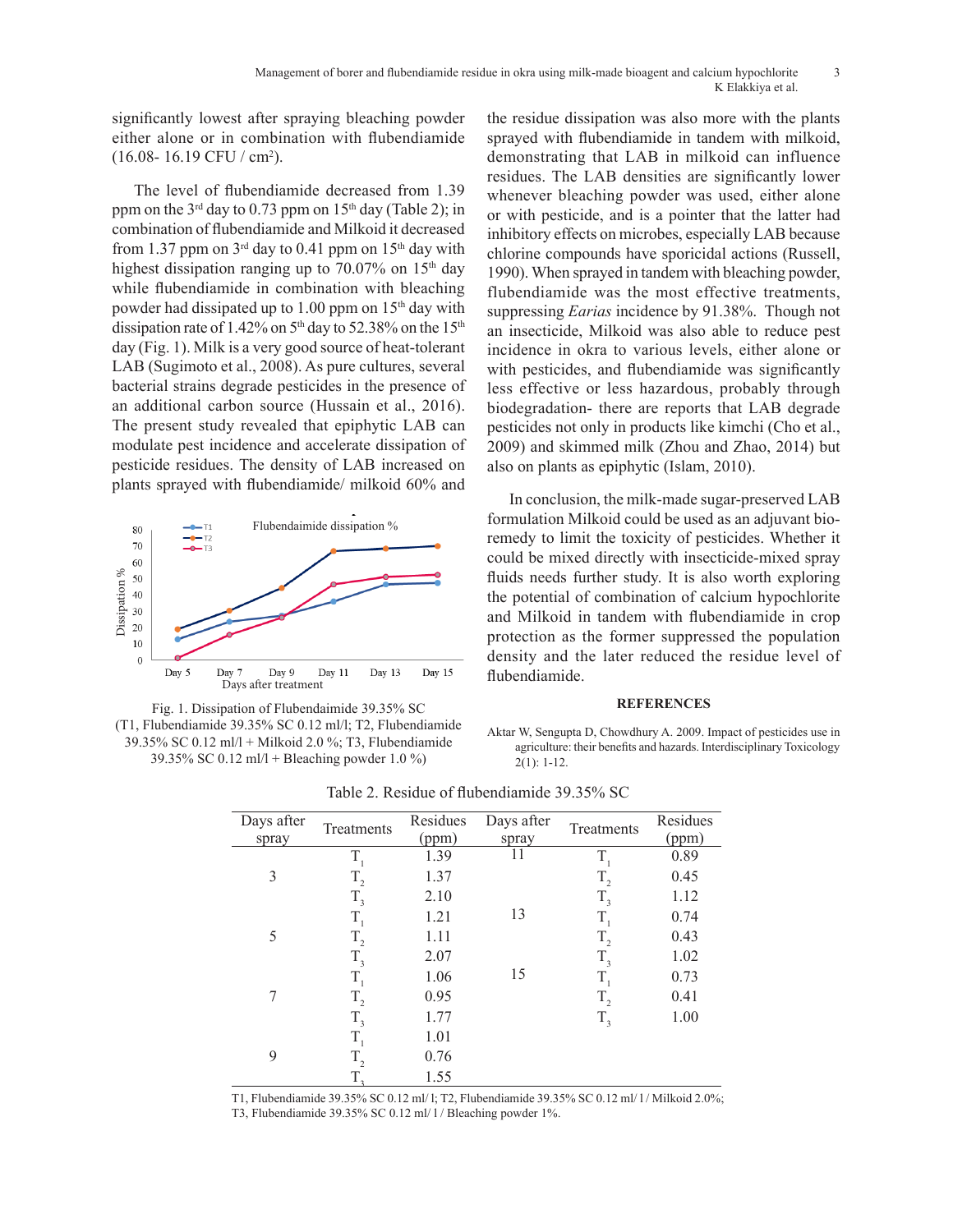significantly lowest after spraying bleaching powder either alone or in combination with flubendiamide (16.08- 16.19 CFU / cm²).

The level of flubendiamide decreased from 1.39 ppm on the 3rd day to 0.73 ppm on 15th day (Table 2); in combination of flubendiamide and Milkoid it decreased from 1.37 ppm on 3rd day to 0.41 ppm on 15th day with highest dissipation ranging up to 70.07% on 15th day while flubendiamide in combination with bleaching powder had dissipated up to 1.00 ppm on 15th day with dissipation rate of 1.42% on 5th day to 52.38% on the 15th day (Fig. 1). Milk is a very good source of heat-tolerant LAB (Sugimoto et al., 2008). As pure cultures, several bacterial strains degrade pesticides in the presence of an additional carbon source (Hussain et al., 2016). The present study revealed that epiphytic LAB can modulate pest incidence and accelerate dissipation of pesticide residues. The density of LAB increased on plants sprayed with flubendiamide/ milkoid 60% and the residue dissipation was also more with the plants sprayed with flubendiamide in tandem with milkoid, demonstrating that LAB in milkoid can influence residues. The LAB densities are significantly lower whenever bleaching powder was used, either alone or with pesticide, and is a pointer that the latter had inhibitory effects on microbes, especially LAB because chlorine compounds have sporicidal actions (Russell, 1990). When sprayed in tandem with bleaching powder, flubendiamide was the most effective treatments, suppressing *Earias* incidence by 91.38%. Though not an insecticide, Milkoid was also able to reduce pest incidence in okra to various levels, either alone or with pesticides, and flubendiamide was significantly less effective or less hazardous, probably through biodegradation- there are reports that LAB degrade pesticides not only in products like kimchi (Cho et al., 2009) and skimmed milk (Zhou and Zhao, 2014) but also on plants as epiphytic (Islam, 2010).

Fig. 1. Dissipation of Flubendaimide 39.35% SC (T1, Flubendiamide 39.35% SC 0.12 ml/l; T2, Flubendiamide 39.35% SC 0.12 ml/l + Milkoid 2.0 %; T3, Flubendiamide 39.35% SC 0.12 ml/l + Bleaching powder 1.0 %)

In conclusion, the milk-made sugar-preserved LAB formulation Milkoid could be used as an adjuvant bio-remedy to limit the toxicity of pesticides. Whether it could be mixed directly with insecticide-mixed spray fluids needs further study. It is also worth exploring the potential of combination of calcium hypochlorite and Milkoid in tandem with flubendiamide in crop protection as the former suppressed the population density and the later reduced the residue level of flubendiamide.

Table 2. Residue of flubendiamide 39.35% SC

| Days after spray | Treatments | Residues (ppm) | Days after spray | Treatments | Residues (ppm) |
|---|---|---|---|---|---|
| 3 | $T_1$ | 1.39 | 11 | $T_1$ | 0.89 |
| | $T_2$ | 1.37 | | $T_2$ | 0.45 |
| | $T_3$ | 2.10 | | $T_3$ | 1.12 |
| 5 | $T_1$ | 1.21 | 13 | $T_1$ | 0.74 |
| | $T_2$ | 1.11 | | $T_2$ | 0.43 |
| | $T_3$ | 2.07 | | $T_3$ | 1.02 |
| 7 | $T_1$ | 1.06 | 15 | $T_1$ | 0.73 |
| | $T_2$ | 0.95 | | $T_2$ | 0.41 |
| | $T_3$ | 1.77 | | $T_3$ | 1.00 |
| 9 | $T_1$ | 1.01 | | | |
| | $T_2$ | 0.76 | | | |
| | $T_3$ | 1.55 | | | |

T1, Flubendiamide 39.35% SC 0.12 ml/ l; T2, Flubendiamide 39.35% SC 0.12 ml/ l / Milkoid 2.0%; T3, Flubendiamide 39.35% SC 0.12 ml/ l / Bleaching powder 1%.

## REFERENCES

Aktar W, Sengupta D, Chowdhury A. 2009. Impact of pesticides use in agriculture: their benefits and hazards. Interdisciplinary Toxicology 2(1): 1-12.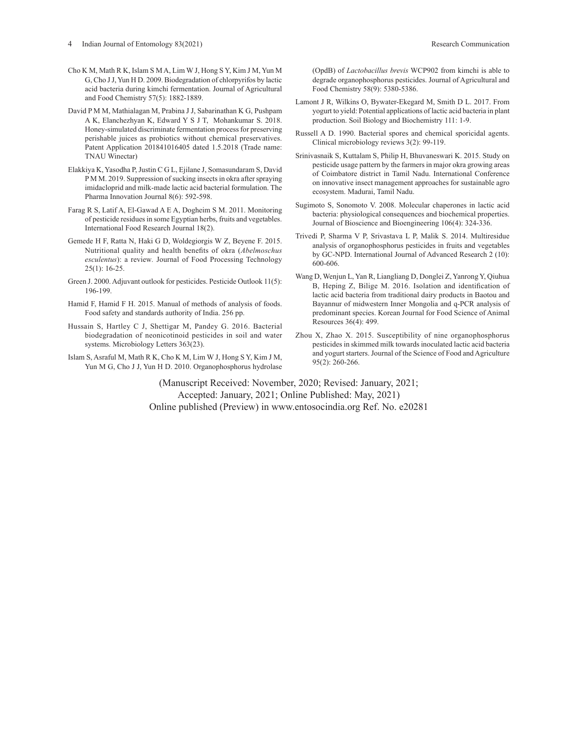Cho K M, Math R K, Islam S M A, Lim W J, Hong S Y, Kim J M, Yun M G, Cho J J, Yun H D. 2009. Biodegradation of chlorpyrifos by lactic acid bacteria during kimchi fermentation. Journal of Agricultural and Food Chemistry 57(5): 1882-1889.

David P M M, Mathialagan M, Prabina J J, Sabarinathan K G, Pushpam A K, Elanchezhyan K, Edward Y S J T, Mohankumar S. 2018. Honey-simulated discriminate fermentation process for preserving perishable juices as probiotics without chemical preservatives. Patent Application 201841016405 dated 1.5.2018 (Trade name: TNAU Winectar)

Elakkiya K, Yasodha P, Justin C G L, Ejilane J, Somasundaram S, David P M M. 2019. Suppression of sucking insects in okra after spraying imidacloprid and milk-made lactic acid bacterial formulation. The Pharma Innovation Journal 8(6): 592-598.

Farag R S, Latif A, El-Gawad A E A, Dogheim S M. 2011. Monitoring of pesticide residues in some Egyptian herbs, fruits and vegetables. International Food Research Journal 18(2).

Gemede H F, Ratta N, Haki G D, Woldegiorgis W Z, Beyene F. 2015. Nutritional quality and health benefits of okra (*Abelmoschus esculentus*): a review. Journal of Food Processing Technology 25(1): 16-25.

Green J. 2000. Adjuvant outlook for pesticides. Pesticide Outlook 11(5): 196-199.

Hamid F, Hamid F H. 2015. Manual of methods of analysis of foods. Food safety and standards authority of India. 256 pp.

Hussain S, Hartley C J, Shettigar M, Pandey G. 2016. Bacterial biodegradation of neonicotinoid pesticides in soil and water systems. Microbiology Letters 363(23).

Islam S, Asraful M, Math R K, Cho K M, Lim W J, Hong S Y, Kim J M, Yun M G, Cho J J, Yun H D. 2010. Organophosphorus hydrolase (OpdB) of *Lactobacillus brevis* WCP902 from kimchi is able to degrade organophosphorus pesticides. Journal of Agricultural and Food Chemistry 58(9): 5380-5386.

Lamont J R, Wilkins O, Bywater-Ekegard M, Smith D L. 2017. From yogurt to yield: Potential applications of lactic acid bacteria in plant production. Soil Biology and Biochemistry 111: 1-9.

Russell A D. 1990. Bacterial spores and chemical sporicidal agents. Clinical microbiology reviews 3(2): 99-119.

Srinivasnaik S, Kuttalam S, Philip H, Bhuvaneswari K. 2015. Study on pesticide usage pattern by the farmers in major okra growing areas of Coimbatore district in Tamil Nadu. International Conference on innovative insect management approaches for sustainable agro ecosystem. Madurai, Tamil Nadu.

Sugimoto S, Sonomoto V. 2008. Molecular chaperones in lactic acid bacteria: physiological consequences and biochemical properties. Journal of Bioscience and Bioengineering 106(4): 324-336.

Trivedi P, Sharma V P, Srivastava L P, Malik S. 2014. Multiresidue analysis of organophosphorus pesticides in fruits and vegetables by GC-NPD. International Journal of Advanced Research 2 (10): 600-606.

Wang D, Wenjun L, Yan R, Liangliang D, Donglei Z, Yanrong Y, Qiuhua B, Heping Z, Bilige M. 2016. Isolation and identification of lactic acid bacteria from traditional dairy products in Baotou and Bayannur of midwestern Inner Mongolia and q-PCR analysis of predominant species. Korean Journal for Food Science of Animal Resources 36(4): 499.

Zhou X, Zhao X. 2015. Susceptibility of nine organophosphorus pesticides in skimmed milk towards inoculated lactic acid bacteria and yogurt starters. Journal of the Science of Food and Agriculture 95(2): 260-266.

(Manuscript Received: November, 2020; Revised: January, 2021; Accepted: January, 2021; Online Published: May, 2021)
Online published (Preview) in www.entosocindia.org Ref. No. e20281